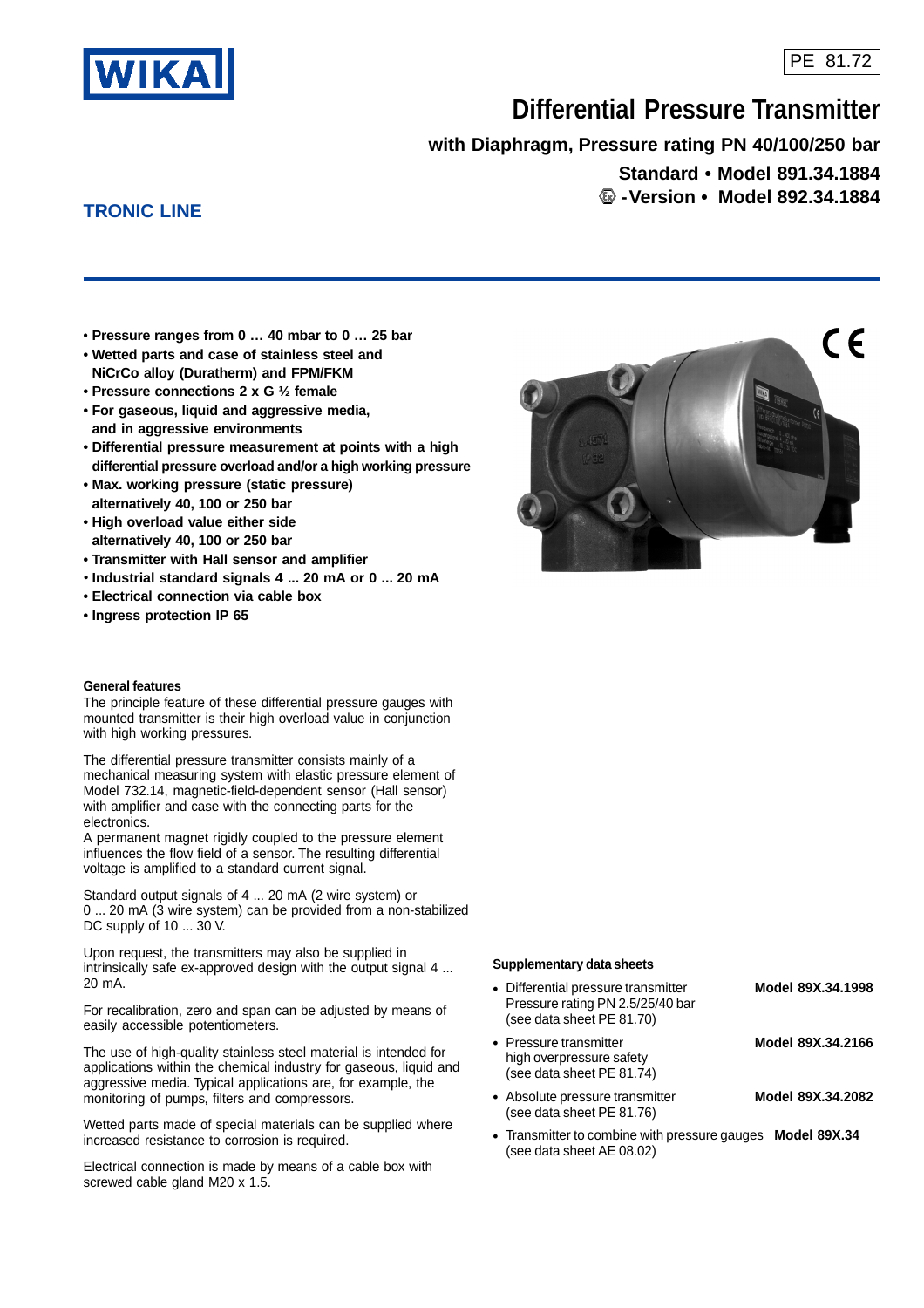WIKA

PE 81.72

# Differential Pressure Transmitter

## with Diaphragm, Pressure rating PN 40/100/250 bar

**Standard • Model 891.34.1884**

**Ex -Version • Model 892.34.1884**

**TRONIC LINE**

- **Pressure ranges from 0 … 40 mbar to 0 … 25 bar**
- **Wetted parts and case of stainless steel and NiCrCo alloy (Duratherm) and FPM/FKM**
- **Pressure connections 2 x G ½ female**
- **For gaseous, liquid and aggressive media, and in aggressive environments**
- **Differential pressure measurement at points with a high differential pressure overload and/or a high working pressure**
- **Max. working pressure (static pressure) alternatively 40, 100 or 250 bar**
- **High overload value either side alternatively 40, 100 or 250 bar**
- **Transmitter with Hall sensor and amplifier**
- **Industrial standard signals 4 ... 20 mA or 0 ... 20 mA**
- **Electrical connection via cable box**
- **Ingress protection IP 65**

**General features**

The principle feature of these differential pressure gauges with mounted transmitter is their high overload value in conjunction with high working pressures.

The differential pressure transmitter consists mainly of a mechanical measuring system with elastic pressure element of Model 732.14, magnetic-field-dependent sensor (Hall sensor) with amplifier and case with the connecting parts for the electronics.

A permanent magnet rigidly coupled to the pressure element influences the flow field of a sensor. The resulting differential voltage is amplified to a standard current signal.

Standard output signals of 4 ... 20 mA (2 wire system) or 0 ... 20 mA (3 wire system) can be provided from a non-stabilized DC supply of 10 ... 30 V.

Upon request, the transmitters may also be supplied in intrinsically safe ex-approved design with the output signal 4 ... 20 mA.

For recalibration, zero and span can be adjusted by means of easily accessible potentiometers.

The use of high-quality stainless steel material is intended for applications within the chemical industry for gaseous, liquid and aggressive media. Typical applications are, for example, the monitoring of pumps, filters and compressors.

Wetted parts made of special materials can be supplied where increased resistance to corrosion is required.

Electrical connection is made by means of a cable box with screwed cable gland M20 x 1.5.

**Supplementary data sheets**

- Differential pressure transmitter Pressure rating PN 2.5/25/40 bar (see data sheet PE 81.70) — **Model 89X.34.1998**
- Pressure transmitter high overpressure safety (see data sheet PE 81.74) — **Model 89X.34.2166**
- Absolute pressure transmitter (see data sheet PE 81.76) — **Model 89X.34.2082**
- Transmitter to combine with pressure gauges (see data sheet AE 08.02) — **Model 89X.34**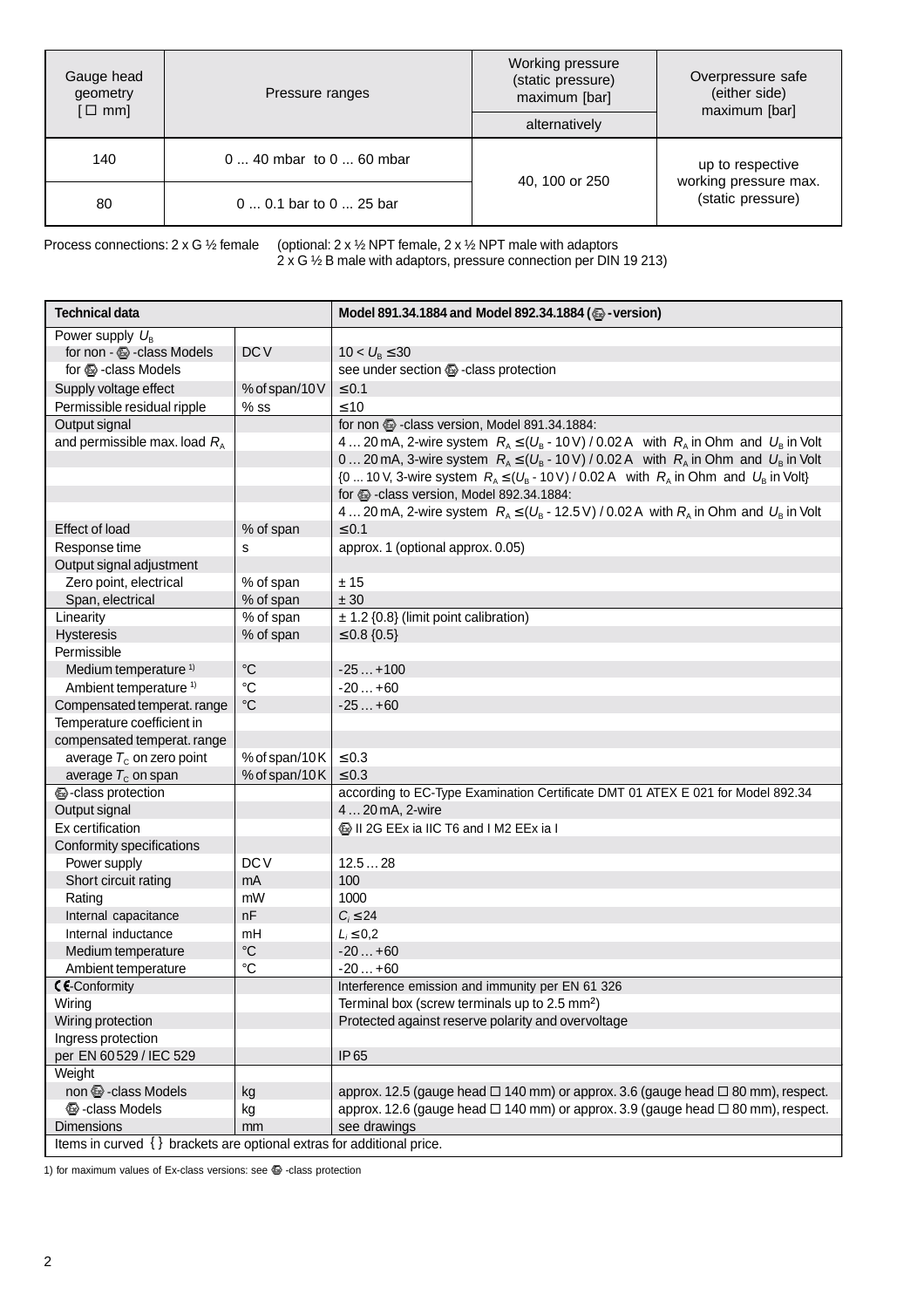| Gauge head geometry [ ☐ mm] | Pressure ranges | Working pressure (static pressure) maximum [bar] | Overpressure safe (either side) maximum [bar] |
|---|---|---|---|
| | | alternatively | |
| 140 | 0 ... 40 mbar to 0 ... 60 mbar | 40, 100 or 250 | up to respective working pressure max. (static pressure) |
| 80 | 0 ... 0.1 bar to 0 ... 25 bar | | |

Process connections: 2 x G ½ female (optional: 2 x ½ NPT female, 2 x ½ NPT male with adaptors 2 x G ½ B male with adaptors, pressure connection per DIN 19 213)

| **Technical data** | | **Model 891.34.1884 and Model 892.34.1884 (Ex-version)** |
|---|---|---|
| Power supply $U_B$ | | |
| for non - Ex -class Models | DC V | $10 < U_B \leq 30$ |
| for Ex -class Models | | see under section Ex -class protection |
| Supply voltage effect | % of span/10 V | ≤ 0.1 |
| Permissible residual ripple | % ss | ≤ 10 |
| Output signal | | for non Ex -class version, Model 891.34.1884: |
| and permissible max. load $R_A$ | | 4 … 20 mA, 2-wire system $R_A \leq (U_B - 10\,V) / 0.02\,A$ with $R_A$ in Ohm and $U_B$ in Volt |
| | | 0 … 20 mA, 3-wire system $R_A \leq (U_B - 10\,V) / 0.02\,A$ with $R_A$ in Ohm and $U_B$ in Volt |
| | | {0 ... 10 V, 3-wire system $R_A \leq (U_B - 10\,V) / 0.02\,A$ with $R_A$ in Ohm and $U_B$ in Volt} |
| | | for Ex -class version, Model 892.34.1884: |
| | | 4 … 20 mA, 2-wire system $R_A \leq (U_B - 12.5\,V) / 0.02\,A$ with $R_A$ in Ohm and $U_B$ in Volt |
| Effect of load | % of span | ≤ 0.1 |
| Response time | s | approx. 1 (optional approx. 0.05) |
| Output signal adjustment | | |
| Zero point, electrical | % of span | ± 15 |
| Span, electrical | % of span | ± 30 |
| Linearity | % of span | ± 1.2 {0.8} (limit point calibration) |
| Hysteresis | % of span | ≤ 0.8 {0.5} |
| Permissible | | |
| Medium temperature 1) | °C | -25 … +100 |
| Ambient temperature 1) | °C | -20 … +60 |
| Compensated temperat. range | °C | -25 … +60 |
| Temperature coefficient in | | |
| compensated temperat. range | | |
| average $T_C$ on zero point | % of span/10 K | ≤ 0.3 |
| average $T_C$ on span | % of span/10 K | ≤ 0.3 |
| Ex -class protection | | according to EC-Type Examination Certificate DMT 01 ATEX E 021 for Model 892.34 |
| Output signal | | 4 … 20 mA, 2-wire |
| Ex certification | | Ex II 2G EEx ia IIC T6 and I M2 EEx ia I |
| Conformity specifications | | |
| Power supply | DC V | 12.5 … 28 |
| Short circuit rating | mA | 100 |
| Rating | mW | 1000 |
| Internal capacitance | nF | $C_i \leq 24$ |
| Internal inductance | mH | $L_i \leq 0{,}2$ |
| Medium temperature | °C | -20 … +60 |
| Ambient temperature | °C | -20 … +60 |
| CE-Conformity | | Interference emission and immunity per EN 61 326 |
| Wiring | | Terminal box (screw terminals up to 2.5 mm²) |
| Wiring protection | | Protected against reserve polarity and overvoltage |
| Ingress protection | | |
| per EN 60 529 / IEC 529 | | IP 65 |
| Weight | | |
| non Ex -class Models | kg | approx. 12.5 (gauge head ☐ 140 mm) or approx. 3.6 (gauge head ☐ 80 mm), respect. |
| Ex -class Models | kg | approx. 12.6 (gauge head ☐ 140 mm) or approx. 3.9 (gauge head ☐ 80 mm), respect. |
| Dimensions | mm | see drawings |
| Items in curved { } brackets are optional extras for additional price. | | |

1) for maximum values of Ex-class versions: see Ex -class protection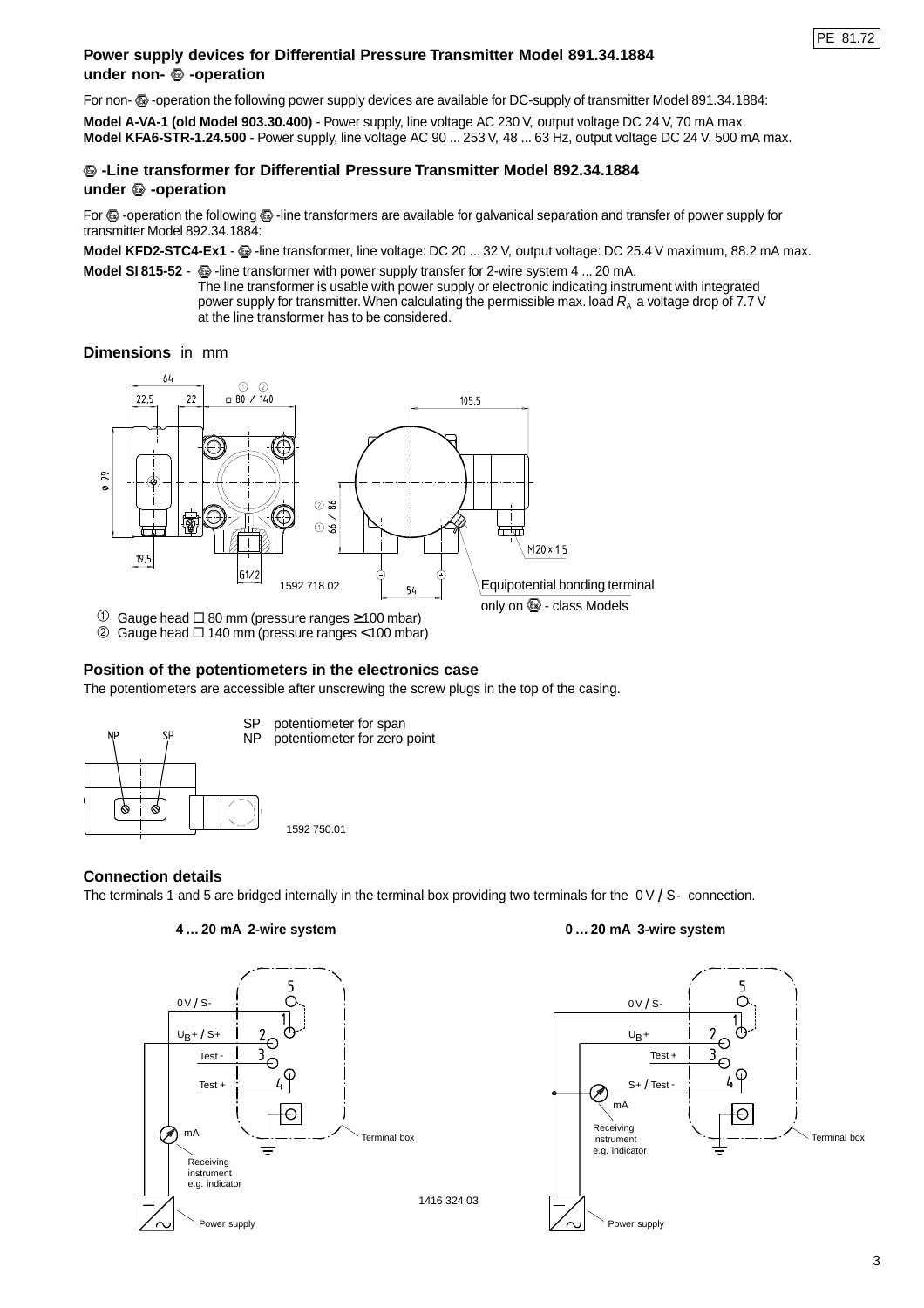## Power supply devices for Differential Pressure Transmitter Model 891.34.1884 under non- Ex -operation

For non- Ex -operation the following power supply devices are available for DC-supply of transmitter Model 891.34.1884:

**Model A-VA-1 (old Model 903.30.400)** - Power supply, line voltage AC 230 V, output voltage DC 24 V, 70 mA max.
**Model KFA6-STR-1.24.500** - Power supply, line voltage AC 90 ... 253 V, 48 ... 63 Hz, output voltage DC 24 V, 500 mA max.

## Ex -Line transformer for Differential Pressure Transmitter Model 892.34.1884 under Ex -operation

For Ex -operation the following Ex -line transformers are available for galvanical separation and transfer of power supply for transmitter Model 892.34.1884:

**Model KFD2-STC4-Ex1** - Ex -line transformer, line voltage: DC 20 ... 32 V, output voltage: DC 25.4 V maximum, 88.2 mA max.

**Model SI 815-52** - Ex -line transformer with power supply transfer for 2-wire system 4 ... 20 mA.
The line transformer is usable with power supply or electronic indicating instrument with integrated power supply for transmitter. When calculating the permissible max. load $R_A$ a voltage drop of 7.7 V at the line transformer has to be considered.

**Dimensions** in mm

64, 22.5, 22, ① ② □ 80 / 140, 105.5, ø 99, ② 86, ① 66 / 86, M20 x 1.5, 19.5, G1/2, 1592 718.02, 54

Equipotential bonding terminal only on Ex - class Models

① Gauge head □ 80 mm (pressure ranges ≥100 mbar)
② Gauge head □ 140 mm (pressure ranges <100 mbar)

### Position of the potentiometers in the electronics case

The potentiometers are accessible after unscrewing the screw plugs in the top of the casing.

SP potentiometer for span
NP potentiometer for zero point

1592 750.01

### Connection details

The terminals 1 and 5 are bridged internally in the terminal box providing two terminals for the 0 V / S- connection.

**4 … 20 mA 2-wire system**

5; 0 V / S- — 1; $U_B$+ / S+ — 2; Test - — 3; Test + — 4; mA; Receiving instrument e.g. indicator; Terminal box; Power supply

**0 … 20 mA 3-wire system**

5; 0 V / S- — 1; $U_B$+ — 2; Test + — 3; S+ / Test - — 4; mA; Receiving instrument e.g. indicator; Terminal box; Power supply

1416 324.03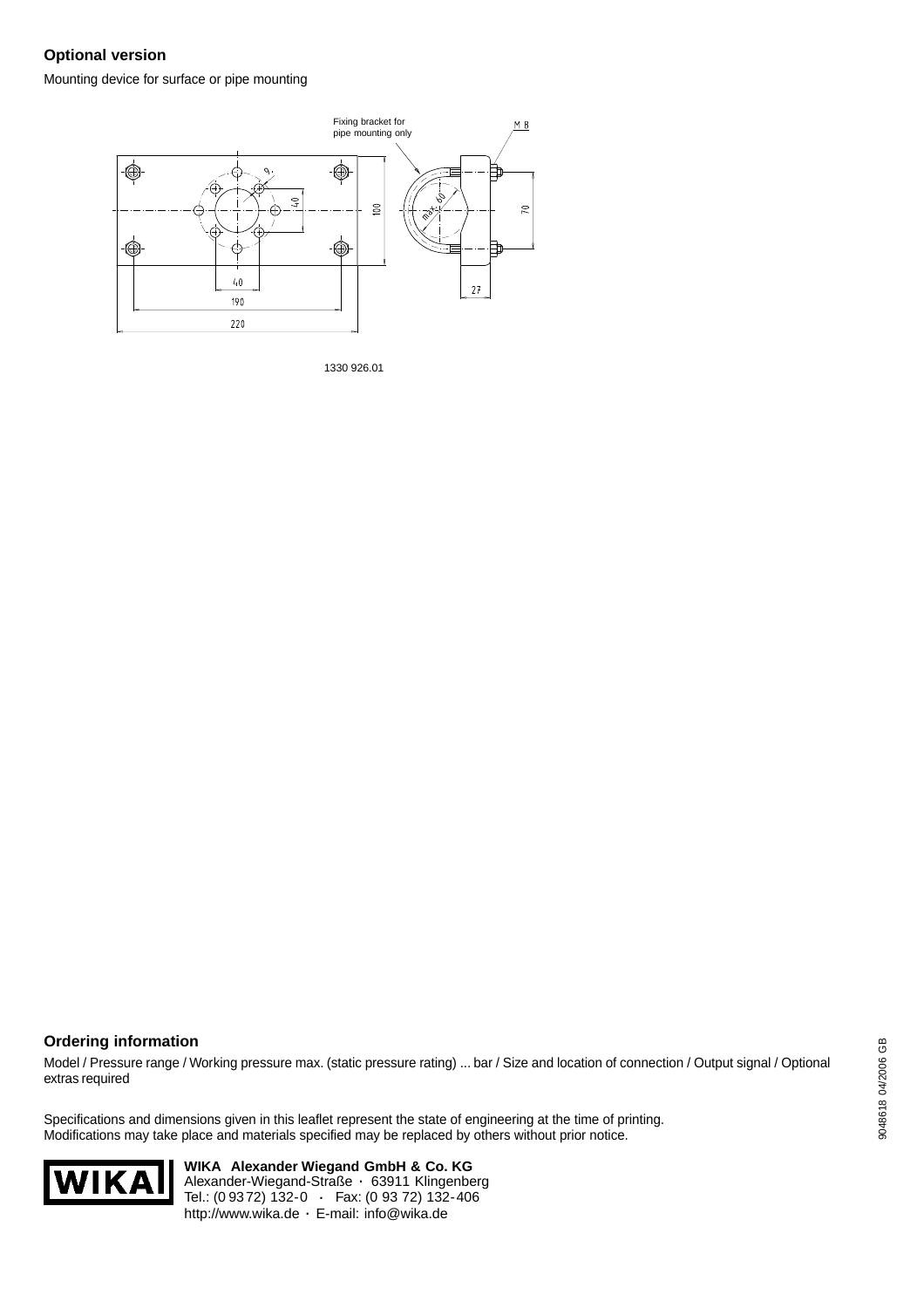### Optional version

Mounting device for surface or pipe mounting

Fixing bracket for pipe mounting only

M 8

9

40

100

max. 60

70

40

190

220

27

1330 926.01

### Ordering information

Model / Pressure range / Working pressure max. (static pressure rating) ... bar / Size and location of connection / Output signal / Optional extras required

Specifications and dimensions given in this leaflet represent the state of engineering at the time of printing.
Modifications may take place and materials specified may be replaced by others without prior notice.

9048618 04/2006 GB

WIKA

**WIKA Alexander Wiegand GmbH & Co. KG**
Alexander-Wiegand-Straße · 63911 Klingenberg
Tel.: (0 93 72) 132-0 · Fax: (0 93 72) 132-406
http://www.wika.de · E-mail: info@wika.de